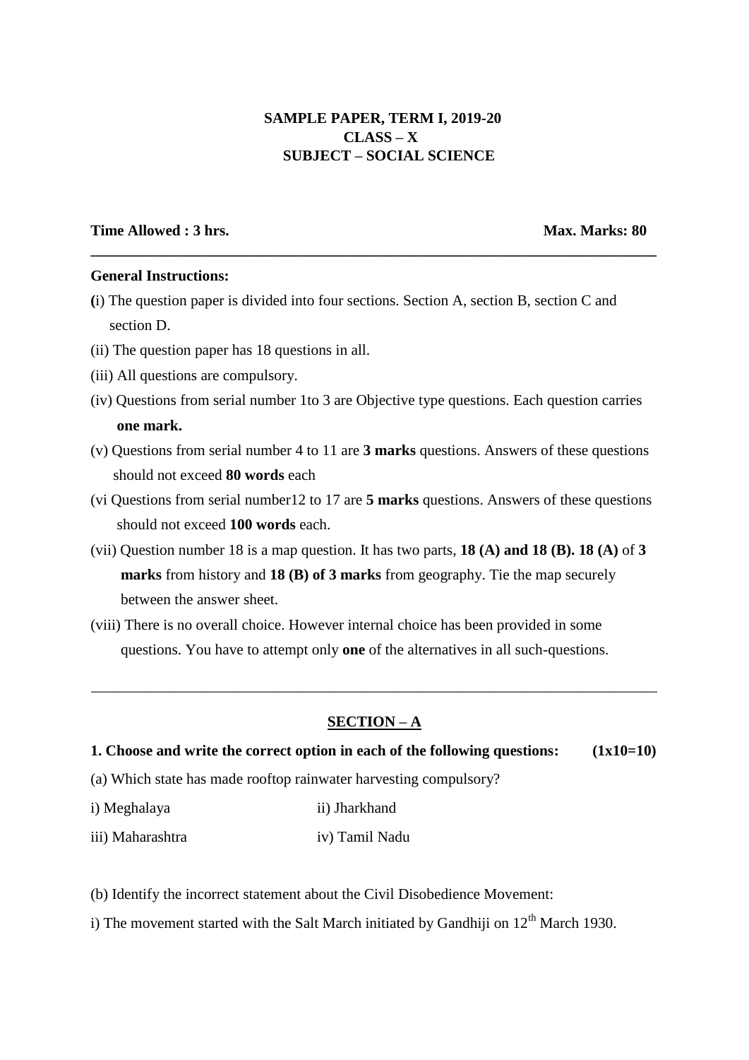**SAMPLE PAPER, TERM I, 2019-20**
**CLASS – X**
**SUBJECT – SOCIAL SCIENCE**

**Time Allowed : 3 hrs.** **Max. Marks: 80**

---

**General Instructions:**

(i) The question paper is divided into four sections. Section A, section B, section C and section D.

(ii) The question paper has 18 questions in all.

(iii) All questions are compulsory.

(iv) Questions from serial number 1to 3 are Objective type questions. Each question carries **one mark.**

(v) Questions from serial number 4 to 11 are **3 marks** questions. Answers of these questions should not exceed **80 words** each

(vi Questions from serial number12 to 17 are **5 marks** questions. Answers of these questions should not exceed **100 words** each.

(vii) Question number 18 is a map question. It has two parts, **18 (A) and 18 (B). 18 (A)** of **3 marks** from history and **18 (B) of 3 marks** from geography. Tie the map securely between the answer sheet.

(viii) There is no overall choice. However internal choice has been provided in some questions. You have to attempt only **one** of the alternatives in all such-questions.

---

## SECTION – A

**1. Choose and write the correct option in each of the following questions: (1x10=10)**

(a) Which state has made rooftop rainwater harvesting compulsory?

i) Meghalaya ii) Jharkhand

iii) Maharashtra iv) Tamil Nadu

(b) Identify the incorrect statement about the Civil Disobedience Movement:

i) The movement started with the Salt March initiated by Gandhiji on 12th March 1930.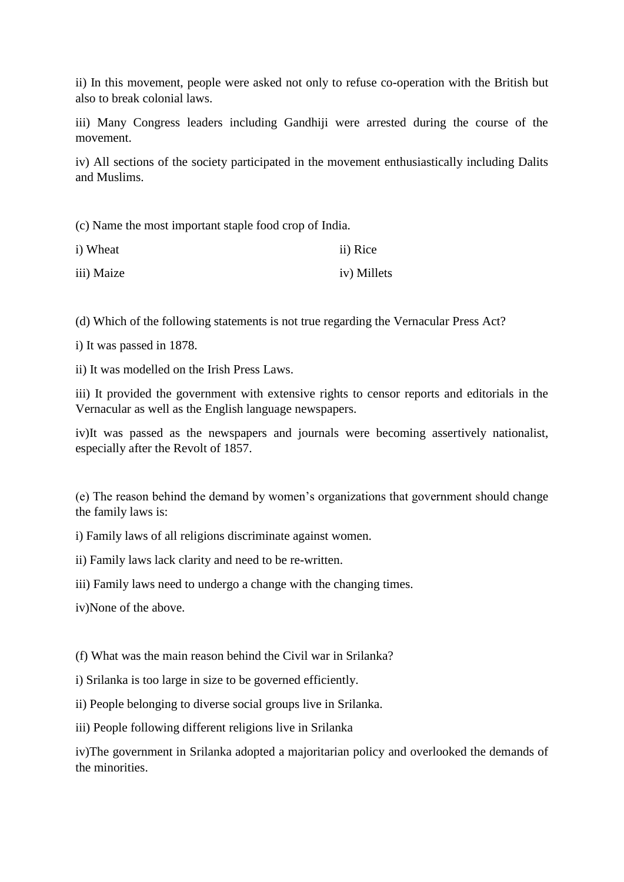ii) In this movement, people were asked not only to refuse co-operation with the British but also to break colonial laws.

iii) Many Congress leaders including Gandhiji were arrested during the course of the movement.

iv) All sections of the society participated in the movement enthusiastically including Dalits and Muslims.

(c) Name the most important staple food crop of India.

i) Wheat

ii) Rice

iii) Maize

iv) Millets

(d) Which of the following statements is not true regarding the Vernacular Press Act?

i) It was passed in 1878.

ii) It was modelled on the Irish Press Laws.

iii) It provided the government with extensive rights to censor reports and editorials in the Vernacular as well as the English language newspapers.

iv)It was passed as the newspapers and journals were becoming assertively nationalist, especially after the Revolt of 1857.

(e) The reason behind the demand by women's organizations that government should change the family laws is:

i) Family laws of all religions discriminate against women.

ii) Family laws lack clarity and need to be re-written.

iii) Family laws need to undergo a change with the changing times.

iv)None of the above.

(f) What was the main reason behind the Civil war in Srilanka?

i) Srilanka is too large in size to be governed efficiently.

ii) People belonging to diverse social groups live in Srilanka.

iii) People following different religions live in Srilanka

iv)The government in Srilanka adopted a majoritarian policy and overlooked the demands of the minorities.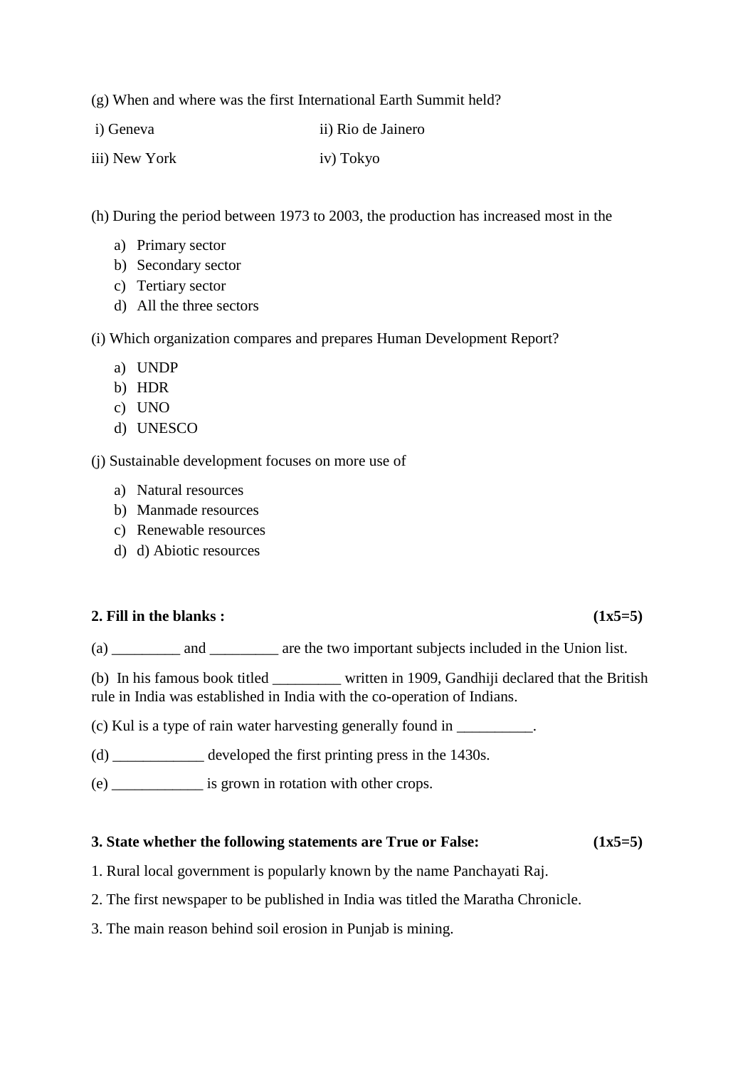(g) When and where was the first International Earth Summit held?

i) Geneva ii) Rio de Jainero

iii) New York iv) Tokyo

(h) During the period between 1973 to 2003, the production has increased most in the

a) Primary sector
b) Secondary sector
c) Tertiary sector
d) All the three sectors

(i) Which organization compares and prepares Human Development Report?

a) UNDP
b) HDR
c) UNO
d) UNESCO

(j) Sustainable development focuses on more use of

a) Natural resources
b) Manmade resources
c) Renewable resources
d) d) Abiotic resources

**2. Fill in the blanks : (1x5=5)**

(a) _________ and _________ are the two important subjects included in the Union list.

(b) In his famous book titled _________ written in 1909, Gandhiji declared that the British rule in India was established in India with the co-operation of Indians.

(c) Kul is a type of rain water harvesting generally found in __________.

(d) ____________ developed the first printing press in the 1430s.

(e) ____________ is grown in rotation with other crops.

**3. State whether the following statements are True or False: (1x5=5)**

1. Rural local government is popularly known by the name Panchayati Raj.

2. The first newspaper to be published in India was titled the Maratha Chronicle.

3. The main reason behind soil erosion in Punjab is mining.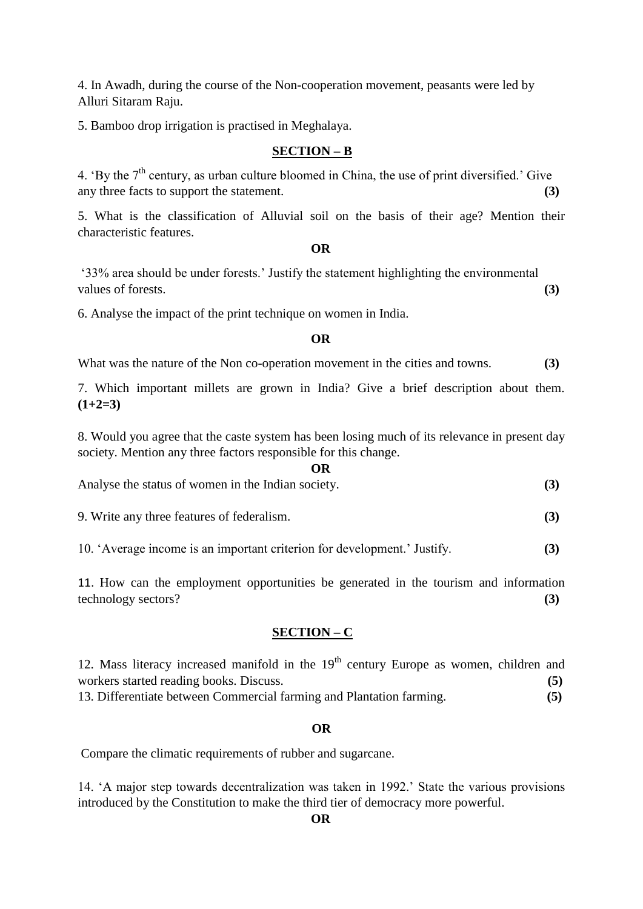4. In Awadh, during the course of the Non-cooperation movement, peasants were led by Alluri Sitaram Raju.

5. Bamboo drop irrigation is practised in Meghalaya.

## SECTION – B

4. 'By the 7th century, as urban culture bloomed in China, the use of print diversified.' Give any three facts to support the statement. **(3)**

5. What is the classification of Alluvial soil on the basis of their age? Mention their characteristic features.

**OR**

'33% area should be under forests.' Justify the statement highlighting the environmental values of forests. **(3)**

6. Analyse the impact of the print technique on women in India.

**OR**

What was the nature of the Non co-operation movement in the cities and towns. **(3)**

7. Which important millets are grown in India? Give a brief description about them. **(1+2=3)**

8. Would you agree that the caste system has been losing much of its relevance in present day society. Mention any three factors responsible for this change.

**OR**

Analyse the status of women in the Indian society. **(3)**

9. Write any three features of federalism. **(3)**

10. 'Average income is an important criterion for development.' Justify. **(3)**

11. How can the employment opportunities be generated in the tourism and information technology sectors? **(3)**

## SECTION – C

12. Mass literacy increased manifold in the 19th century Europe as women, children and workers started reading books. Discuss. **(5)**

13. Differentiate between Commercial farming and Plantation farming. **(5)**

**OR**

Compare the climatic requirements of rubber and sugarcane.

14. 'A major step towards decentralization was taken in 1992.' State the various provisions introduced by the Constitution to make the third tier of democracy more powerful.

**OR**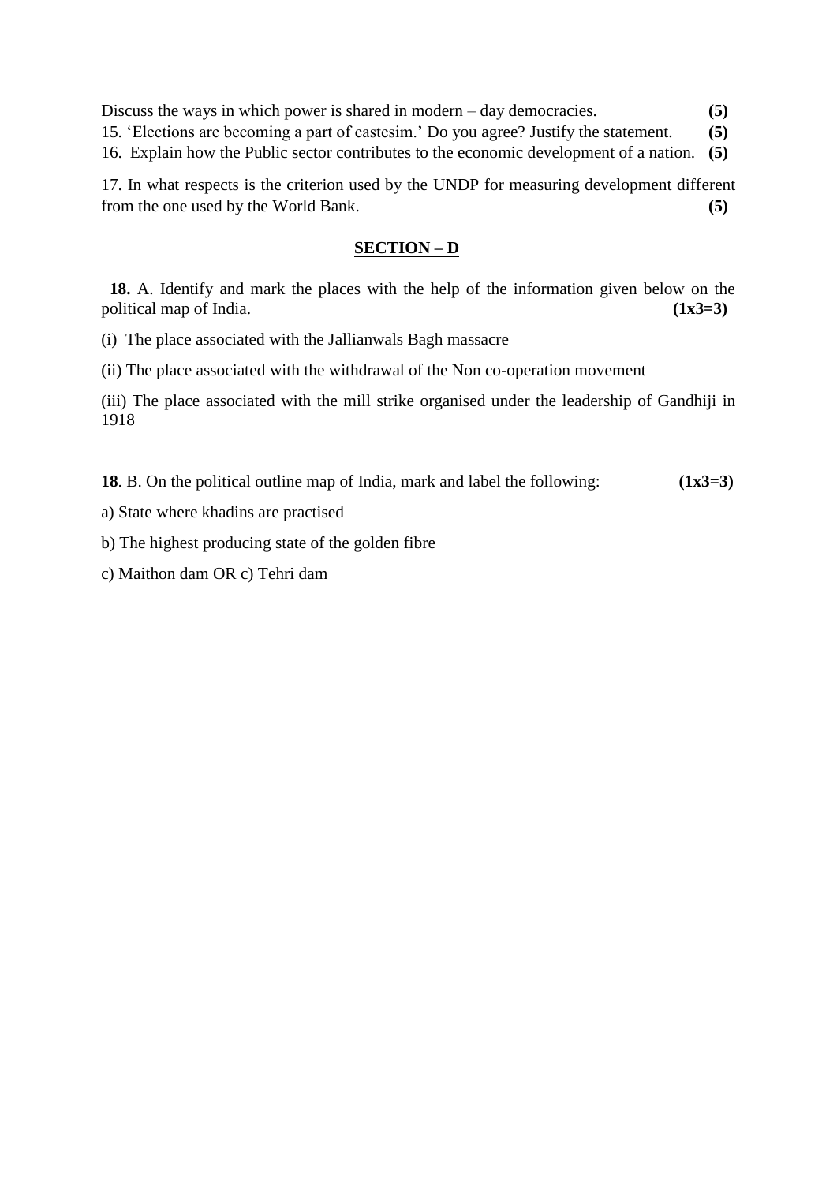Discuss the ways in which power is shared in modern – day democracies. **(5)**

15. 'Elections are becoming a part of castesim.' Do you agree? Justify the statement. **(5)**

16. Explain how the Public sector contributes to the economic development of a nation. **(5)**

17. In what respects is the criterion used by the UNDP for measuring development different from the one used by the World Bank. **(5)**

## SECTION – D

**18.** A. Identify and mark the places with the help of the information given below on the political map of India. **(1x3=3)**

(i) The place associated with the Jallianwals Bagh massacre

(ii) The place associated with the withdrawal of the Non co-operation movement

(iii) The place associated with the mill strike organised under the leadership of Gandhiji in 1918

**18**. B. On the political outline map of India, mark and label the following: **(1x3=3)**

a) State where khadins are practised

b) The highest producing state of the golden fibre

c) Maithon dam OR c) Tehri dam